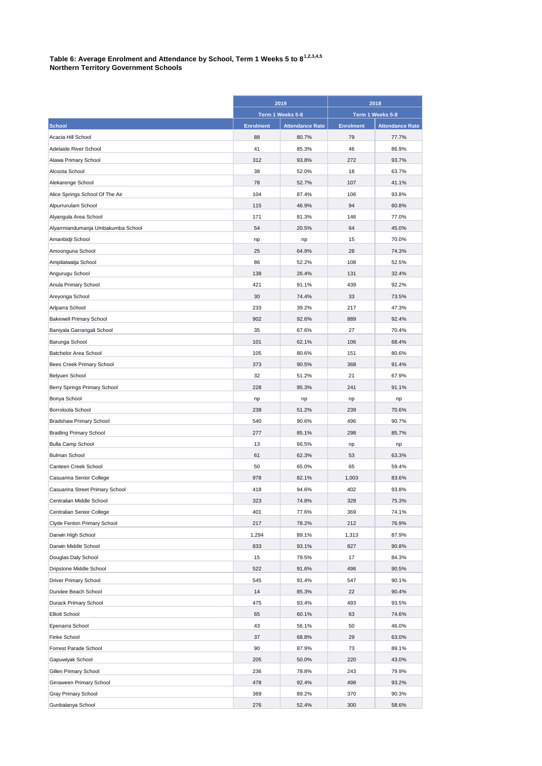**Table 6: Average Enrolment and Attendance by School, Term 1 Weeks 5 to 8[1,2,3,4,5]**
**Northern Territory Government Schools**

| | 2019 | | 2018 | |
|---|---|---|---|---|
| | Term 1 Weeks 5-8 | | Term 1 Weeks 5-8 | |
| School | Enrolment | Attendance Rate | Enrolment | Attendance Rate |
| Acacia Hill School | 88 | 80.7% | 79 | 77.7% |
| Adelaide River School | 41 | 85.3% | 46 | 86.9% |
| Alawa Primary School | 312 | 93.8% | 272 | 93.7% |
| Alcoota School | 38 | 52.0% | 18 | 63.7% |
| Alekarenge School | 78 | 52.7% | 107 | 41.1% |
| Alice Springs School Of The Air | 104 | 87.4% | 106 | 93.8% |
| Alpurrurulam School | 115 | 46.9% | 94 | 60.8% |
| Alyangula Area School | 171 | 81.3% | 146 | 77.0% |
| Alyarrmandumanja Umbakumba School | 54 | 20.5% | 64 | 45.0% |
| Amanbidji School | np | np | 15 | 70.0% |
| Amoonguna School | 25 | 64.9% | 28 | 74.3% |
| Ampilatwatja School | 86 | 52.2% | 108 | 52.5% |
| Angurugu School | 138 | 26.4% | 131 | 32.4% |
| Anula Primary School | 421 | 91.1% | 439 | 92.2% |
| Areyonga School | 30 | 74.4% | 33 | 73.5% |
| Arlparra School | 233 | 39.2% | 217 | 47.3% |
| Bakewell Primary School | 902 | 92.6% | 889 | 92.4% |
| Baniyala Garrangali School | 35 | 67.6% | 27 | 70.4% |
| Barunga School | 101 | 62.1% | 106 | 68.4% |
| Batchelor Area School | 105 | 80.6% | 151 | 80.6% |
| Bees Creek Primary School | 373 | 90.5% | 368 | 91.4% |
| Belyuen School | 32 | 51.2% | 21 | 67.9% |
| Berry Springs Primary School | 228 | 95.3% | 241 | 91.1% |
| Bonya School | np | np | np | np |
| Borroloola School | 238 | 51.2% | 239 | 70.6% |
| Bradshaw Primary School | 540 | 90.6% | 496 | 90.7% |
| Braitling Primary School | 277 | 85.1% | 298 | 85.7% |
| Bulla Camp School | 13 | 66.5% | np | np |
| Bulman School | 61 | 62.3% | 53 | 63.3% |
| Canteen Creek School | 50 | 65.0% | 65 | 59.4% |
| Casuarina Senior College | 978 | 82.1% | 1,003 | 83.6% |
| Casuarina Street Primary School | 418 | 94.6% | 402 | 93.8% |
| Centralian Middle School | 323 | 74.8% | 328 | 75.3% |
| Centralian Senior College | 401 | 77.6% | 369 | 74.1% |
| Clyde Fenton Primary School | 217 | 78.2% | 212 | 76.9% |
| Darwin High School | 1,294 | 89.1% | 1,313 | 87.9% |
| Darwin Middle School | 833 | 93.1% | 827 | 90.8% |
| Douglas Daly School | 15 | 79.5% | 17 | 84.3% |
| Dripstone Middle School | 522 | 91.6% | 496 | 90.5% |
| Driver Primary School | 545 | 91.4% | 547 | 90.1% |
| Dundee Beach School | 14 | 85.3% | 22 | 90.4% |
| Durack Primary School | 475 | 93.4% | 493 | 93.5% |
| Elliott School | 65 | 60.1% | 63 | 74.6% |
| Epenarra School | 43 | 56.1% | 50 | 46.0% |
| Finke School | 37 | 68.8% | 29 | 63.0% |
| Forrest Parade School | 90 | 87.9% | 73 | 89.1% |
| Gapuwiyak School | 205 | 50.0% | 220 | 43.0% |
| Gillen Primary School | 236 | 78.8% | 243 | 79.9% |
| Girraween Primary School | 478 | 92.4% | 498 | 93.2% |
| Gray Primary School | 369 | 89.2% | 370 | 90.3% |
| Gunbalanya School | 276 | 52.4% | 300 | 58.6% |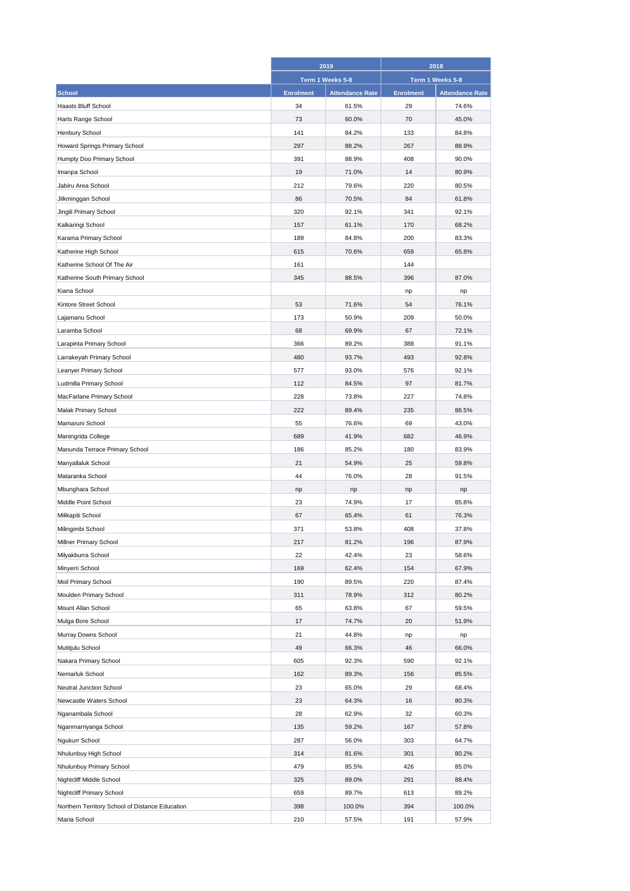| School | 2019 | | 2018 | |
|---|---|---|---|---|
| | Term 1 Weeks 5-8 | | Term 1 Weeks 5-8 | |
| | Enrolment | Attendance Rate | Enrolment | Attendance Rate |
| Haasts Bluff School | 34 | 61.5% | 29 | 74.6% |
| Harts Range School | 73 | 60.0% | 70 | 45.0% |
| Henbury School | 141 | 84.2% | 133 | 84.8% |
| Howard Springs Primary School | 297 | 88.2% | 267 | 88.9% |
| Humpty Doo Primary School | 391 | 88.9% | 408 | 90.0% |
| Imanpa School | 19 | 71.0% | 14 | 80.9% |
| Jabiru Area School | 212 | 79.6% | 220 | 80.5% |
| Jilkminggan School | 86 | 70.5% | 84 | 61.8% |
| Jingili Primary School | 320 | 92.1% | 341 | 92.1% |
| Kalkaringi School | 157 | 61.1% | 170 | 68.2% |
| Karama Primary School | 189 | 84.8% | 200 | 83.3% |
| Katherine High School | 615 | 70.6% | 659 | 65.8% |
| Katherine School Of The Air | 161 | | 144 | |
| Katherine South Primary School | 345 | 88.5% | 396 | 87.0% |
| Kiana School | | | np | np |
| Kintore Street School | 53 | 71.6% | 54 | 76.1% |
| Lajamanu School | 173 | 50.9% | 209 | 50.0% |
| Laramba School | 68 | 69.9% | 67 | 72.1% |
| Larapinta Primary School | 366 | 89.2% | 388 | 91.1% |
| Larrakeyah Primary School | 480 | 93.7% | 493 | 92.8% |
| Leanyer Primary School | 577 | 93.0% | 576 | 92.1% |
| Ludmilla Primary School | 112 | 84.5% | 97 | 81.7% |
| MacFarlane Primary School | 228 | 73.8% | 227 | 74.8% |
| Malak Primary School | 222 | 89.4% | 235 | 86.5% |
| Mamaruni School | 55 | 76.6% | 69 | 43.0% |
| Maningrida College | 689 | 41.9% | 682 | 46.9% |
| Manunda Terrace Primary School | 186 | 85.2% | 180 | 83.9% |
| Manyallaluk School | 21 | 54.9% | 25 | 59.8% |
| Mataranka School | 44 | 76.0% | 28 | 91.5% |
| Mbunghara School | np | np | np | np |
| Middle Point School | 23 | 74.9% | 17 | 85.8% |
| Milikapiti School | 67 | 65.4% | 61 | 76.3% |
| Milingimbi School | 371 | 53.8% | 408 | 37.8% |
| Millner Primary School | 217 | 81.2% | 196 | 87.9% |
| Milyakburra School | 22 | 42.4% | 23 | 58.6% |
| Minyerri School | 169 | 62.4% | 154 | 67.9% |
| Moil Primary School | 190 | 89.5% | 220 | 87.4% |
| Moulden Primary School | 311 | 78.9% | 312 | 80.2% |
| Mount Allan School | 65 | 63.8% | 67 | 59.5% |
| Mulga Bore School | 17 | 74.7% | 20 | 51.9% |
| Murray Downs School | 21 | 44.8% | np | np |
| Mutitjulu School | 49 | 66.3% | 46 | 66.0% |
| Nakara Primary School | 605 | 92.3% | 590 | 92.1% |
| Nemarluk School | 162 | 89.3% | 156 | 85.5% |
| Neutral Junction School | 23 | 65.0% | 29 | 68.4% |
| Newcastle Waters School | 23 | 64.3% | 16 | 80.3% |
| Nganambala School | 28 | 62.9% | 32 | 60.3% |
| Nganmarriyanga School | 135 | 59.2% | 167 | 57.8% |
| Ngukurr School | 287 | 56.0% | 303 | 64.7% |
| Nhulunbuy High School | 314 | 81.6% | 301 | 80.2% |
| Nhulunbuy Primary School | 479 | 85.5% | 426 | 85.0% |
| Nightcliff Middle School | 325 | 89.0% | 291 | 88.4% |
| Nightcliff Primary School | 659 | 89.7% | 613 | 89.2% |
| Northern Territory School of Distance Education | 398 | 100.0% | 394 | 100.0% |
| Ntaria School | 210 | 57.5% | 191 | 57.9% |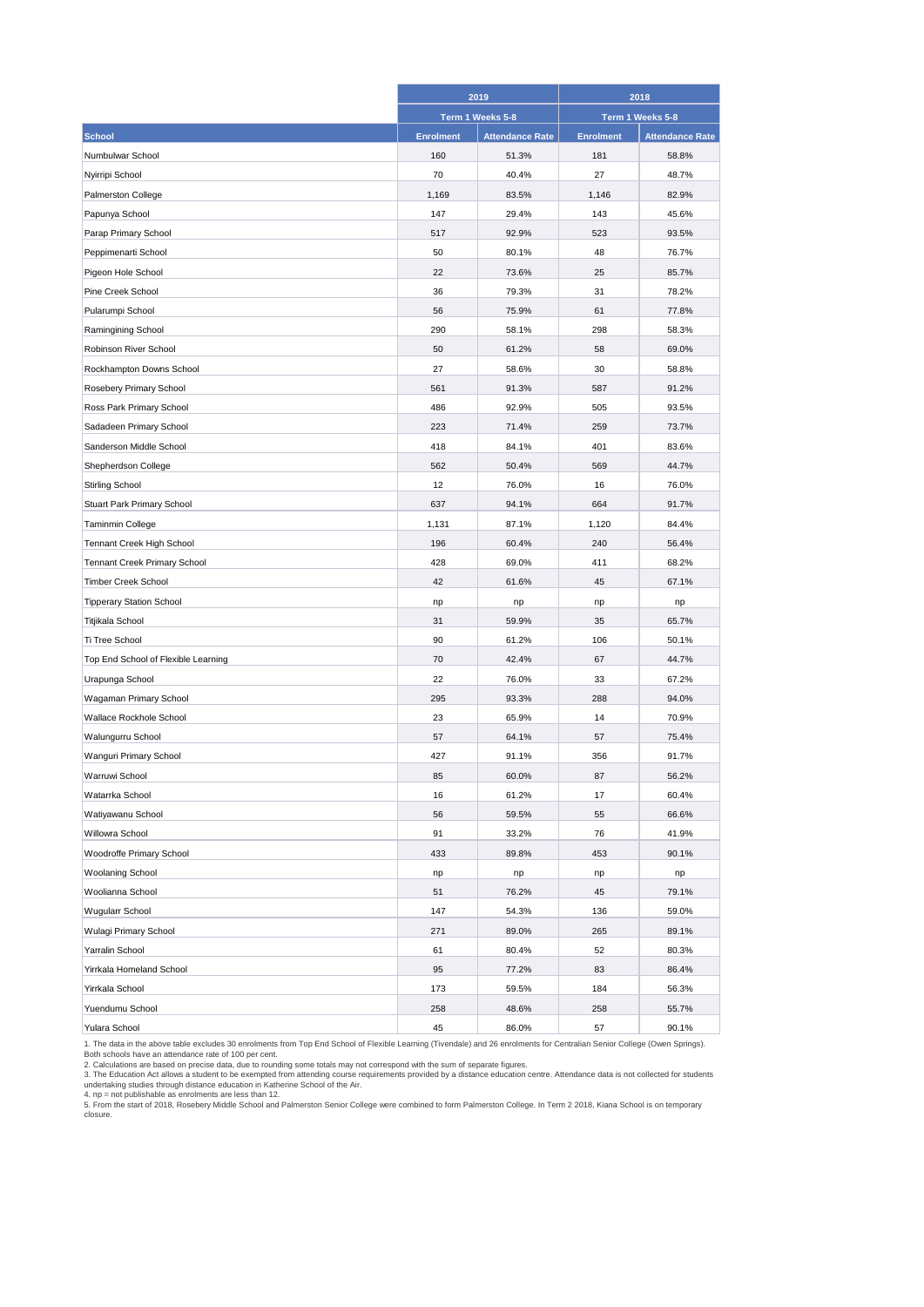| School | 2019 | | 2018 | |
|---|---|---|---|---|
| | Term 1 Weeks 5-8 | | Term 1 Weeks 5-8 | |
| | Enrolment | Attendance Rate | Enrolment | Attendance Rate |
| Numbulwar School | 160 | 51.3% | 181 | 58.8% |
| Nyirripi School | 70 | 40.4% | 27 | 48.7% |
| Palmerston College | 1,169 | 83.5% | 1,146 | 82.9% |
| Papunya School | 147 | 29.4% | 143 | 45.6% |
| Parap Primary School | 517 | 92.9% | 523 | 93.5% |
| Peppimenarti School | 50 | 80.1% | 48 | 76.7% |
| Pigeon Hole School | 22 | 73.6% | 25 | 85.7% |
| Pine Creek School | 36 | 79.3% | 31 | 78.2% |
| Pularumpi School | 56 | 75.9% | 61 | 77.8% |
| Ramingining School | 290 | 58.1% | 298 | 58.3% |
| Robinson River School | 50 | 61.2% | 58 | 69.0% |
| Rockhampton Downs School | 27 | 58.6% | 30 | 58.8% |
| Rosebery Primary School | 561 | 91.3% | 587 | 91.2% |
| Ross Park Primary School | 486 | 92.9% | 505 | 93.5% |
| Sadadeen Primary School | 223 | 71.4% | 259 | 73.7% |
| Sanderson Middle School | 418 | 84.1% | 401 | 83.6% |
| Shepherdson College | 562 | 50.4% | 569 | 44.7% |
| Stirling School | 12 | 76.0% | 16 | 76.0% |
| Stuart Park Primary School | 637 | 94.1% | 664 | 91.7% |
| Taminmin College | 1,131 | 87.1% | 1,120 | 84.4% |
| Tennant Creek High School | 196 | 60.4% | 240 | 56.4% |
| Tennant Creek Primary School | 428 | 69.0% | 411 | 68.2% |
| Timber Creek School | 42 | 61.6% | 45 | 67.1% |
| Tipperary Station School | np | np | np | np |
| Titjikala School | 31 | 59.9% | 35 | 65.7% |
| Ti Tree School | 90 | 61.2% | 106 | 50.1% |
| Top End School of Flexible Learning | 70 | 42.4% | 67 | 44.7% |
| Urapunga School | 22 | 76.0% | 33 | 67.2% |
| Wagaman Primary School | 295 | 93.3% | 288 | 94.0% |
| Wallace Rockhole School | 23 | 65.9% | 14 | 70.9% |
| Walungurru School | 57 | 64.1% | 57 | 75.4% |
| Wanguri Primary School | 427 | 91.1% | 356 | 91.7% |
| Warruwi School | 85 | 60.0% | 87 | 56.2% |
| Watarrka School | 16 | 61.2% | 17 | 60.4% |
| Watiyawanu School | 56 | 59.5% | 55 | 66.6% |
| Willowra School | 91 | 33.2% | 76 | 41.9% |
| Woodroffe Primary School | 433 | 89.8% | 453 | 90.1% |
| Woolaning School | np | np | np | np |
| Woolianna School | 51 | 76.2% | 45 | 79.1% |
| Wugularr School | 147 | 54.3% | 136 | 59.0% |
| Wulagi Primary School | 271 | 89.0% | 265 | 89.1% |
| Yarralin School | 61 | 80.4% | 52 | 80.3% |
| Yirrkala Homeland School | 95 | 77.2% | 83 | 86.4% |
| Yirrkala School | 173 | 59.5% | 184 | 56.3% |
| Yuendumu School | 258 | 48.6% | 258 | 55.7% |
| Yulara School | 45 | 86.0% | 57 | 90.1% |

1. The data in the above table excludes 30 enrolments from Top End School of Flexible Learning (Tivendale) and 26 enrolments for Centralian Senior College (Owen Springs). Both schools have an attendance rate of 100 per cent.
2. Calculations are based on precise data, due to rounding some totals may not correspond with the sum of separate figures.
3. The Education Act allows a student to be exempted from attending course requirements provided by a distance education centre. Attendance data is not collected for students undertaking studies through distance education in Katherine School of the Air.
4. np = not publishable as enrolments are less than 12.
5. From the start of 2018, Rosebery Middle School and Palmerston Senior College were combined to form Palmerston College. In Term 2 2018, Kiana School is on temporary closure.